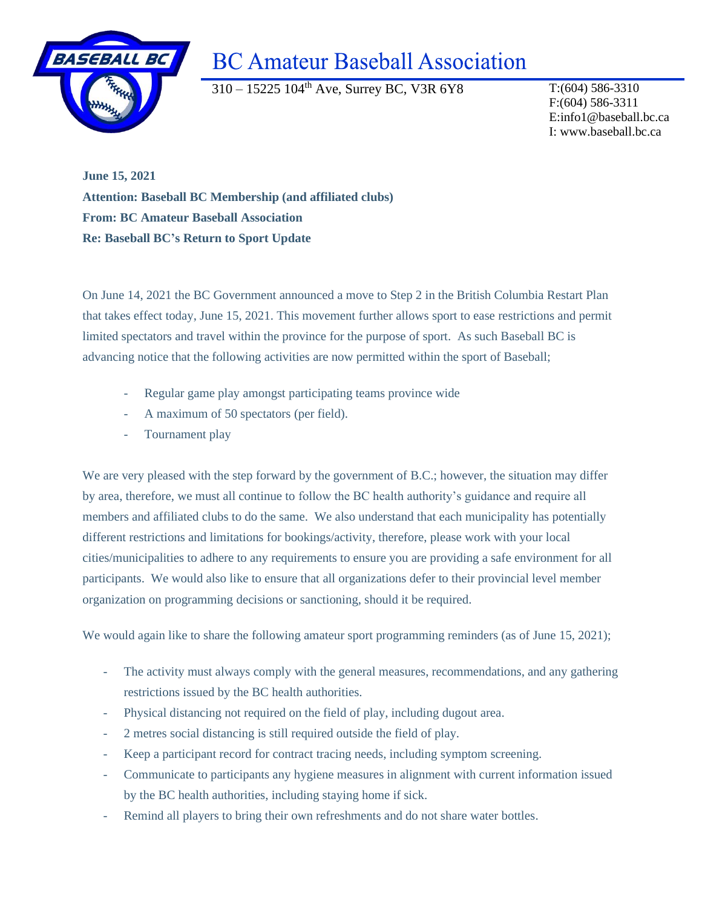# BC Amateur Baseball Association

310 – 15225 104th Ave, Surrey BC, V3R 6Y8

T:(604) 586-3310
F:(604) 586-3311
E:info1@baseball.bc.ca
I: www.baseball.bc.ca

**June 15, 2021**
**Attention: Baseball BC Membership (and affiliated clubs)**
**From: BC Amateur Baseball Association**
**Re: Baseball BC's Return to Sport Update**

On June 14, 2021 the BC Government announced a move to Step 2 in the British Columbia Restart Plan that takes effect today, June 15, 2021. This movement further allows sport to ease restrictions and permit limited spectators and travel within the province for the purpose of sport. As such Baseball BC is advancing notice that the following activities are now permitted within the sport of Baseball;

- Regular game play amongst participating teams province wide
- A maximum of 50 spectators (per field).
- Tournament play

We are very pleased with the step forward by the government of B.C.; however, the situation may differ by area, therefore, we must all continue to follow the BC health authority's guidance and require all members and affiliated clubs to do the same. We also understand that each municipality has potentially different restrictions and limitations for bookings/activity, therefore, please work with your local cities/municipalities to adhere to any requirements to ensure you are providing a safe environment for all participants. We would also like to ensure that all organizations defer to their provincial level member organization on programming decisions or sanctioning, should it be required.

We would again like to share the following amateur sport programming reminders (as of June 15, 2021);

- The activity must always comply with the general measures, recommendations, and any gathering restrictions issued by the BC health authorities.
- Physical distancing not required on the field of play, including dugout area.
- 2 metres social distancing is still required outside the field of play.
- Keep a participant record for contract tracing needs, including symptom screening.
- Communicate to participants any hygiene measures in alignment with current information issued by the BC health authorities, including staying home if sick.
- Remind all players to bring their own refreshments and do not share water bottles.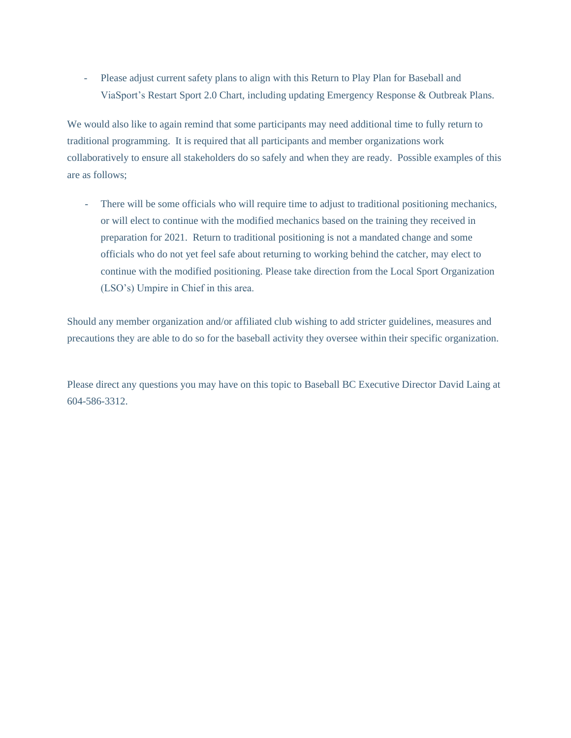- Please adjust current safety plans to align with this Return to Play Plan for Baseball and ViaSport's Restart Sport 2.0 Chart, including updating Emergency Response & Outbreak Plans.

We would also like to again remind that some participants may need additional time to fully return to traditional programming. It is required that all participants and member organizations work collaboratively to ensure all stakeholders do so safely and when they are ready. Possible examples of this are as follows;

- There will be some officials who will require time to adjust to traditional positioning mechanics, or will elect to continue with the modified mechanics based on the training they received in preparation for 2021. Return to traditional positioning is not a mandated change and some officials who do not yet feel safe about returning to working behind the catcher, may elect to continue with the modified positioning. Please take direction from the Local Sport Organization (LSO's) Umpire in Chief in this area.

Should any member organization and/or affiliated club wishing to add stricter guidelines, measures and precautions they are able to do so for the baseball activity they oversee within their specific organization.

Please direct any questions you may have on this topic to Baseball BC Executive Director David Laing at 604-586-3312.